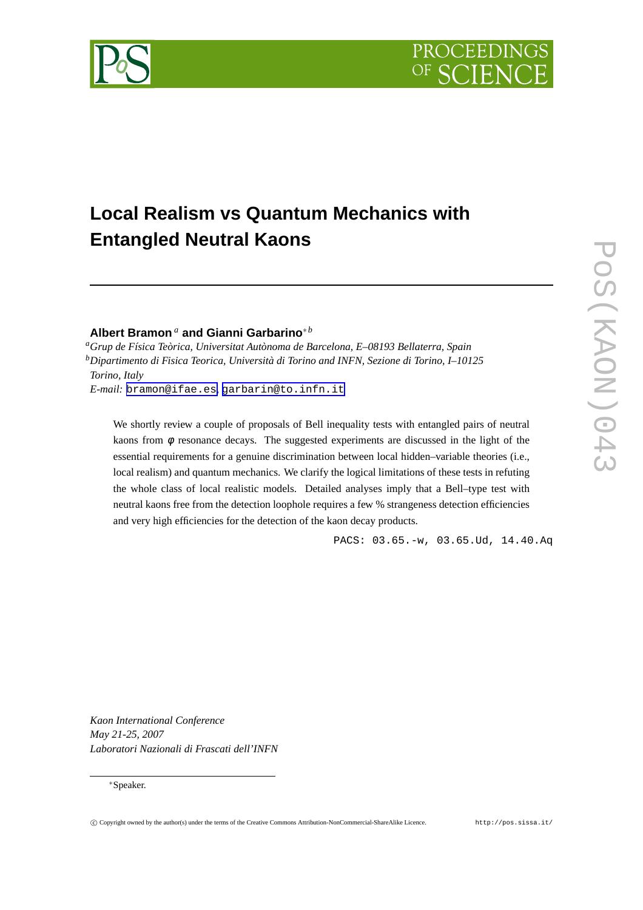# Local Realism vs Quantum Mechanics with Entangled Neutral Kaons

**Albert Bramon** [a] **and Gianni Garbarino**[*] [b]

[a] *Grup de Física Teòrica, Universitat Autònoma de Barcelona, E–08193 Bellaterra, Spain*
[b] *Dipartimento di Fisica Teorica, Università di Torino and INFN, Sezione di Torino, I–10125 Torino, Italy*
*E-mail:* bramon@ifae.es, garbarin@to.infn.it

We shortly review a couple of proposals of Bell inequality tests with entangled pairs of neutral kaons from $\phi$ resonance decays. The suggested experiments are discussed in the light of the essential requirements for a genuine discrimination between local hidden–variable theories (i.e., local realism) and quantum mechanics. We clarify the logical limitations of these tests in refuting the whole class of local realistic models. Detailed analyses imply that a Bell–type test with neutral kaons free from the detection loophole requires a few % strangeness detection efficiencies and very high efficiencies for the detection of the kaon decay products.

PACS: 03.65.-w, 03.65.Ud, 14.40.Aq

*Kaon International Conference*
*May 21-25, 2007*
*Laboratori Nazionali di Frascati dell'INFN*

[*] Speaker.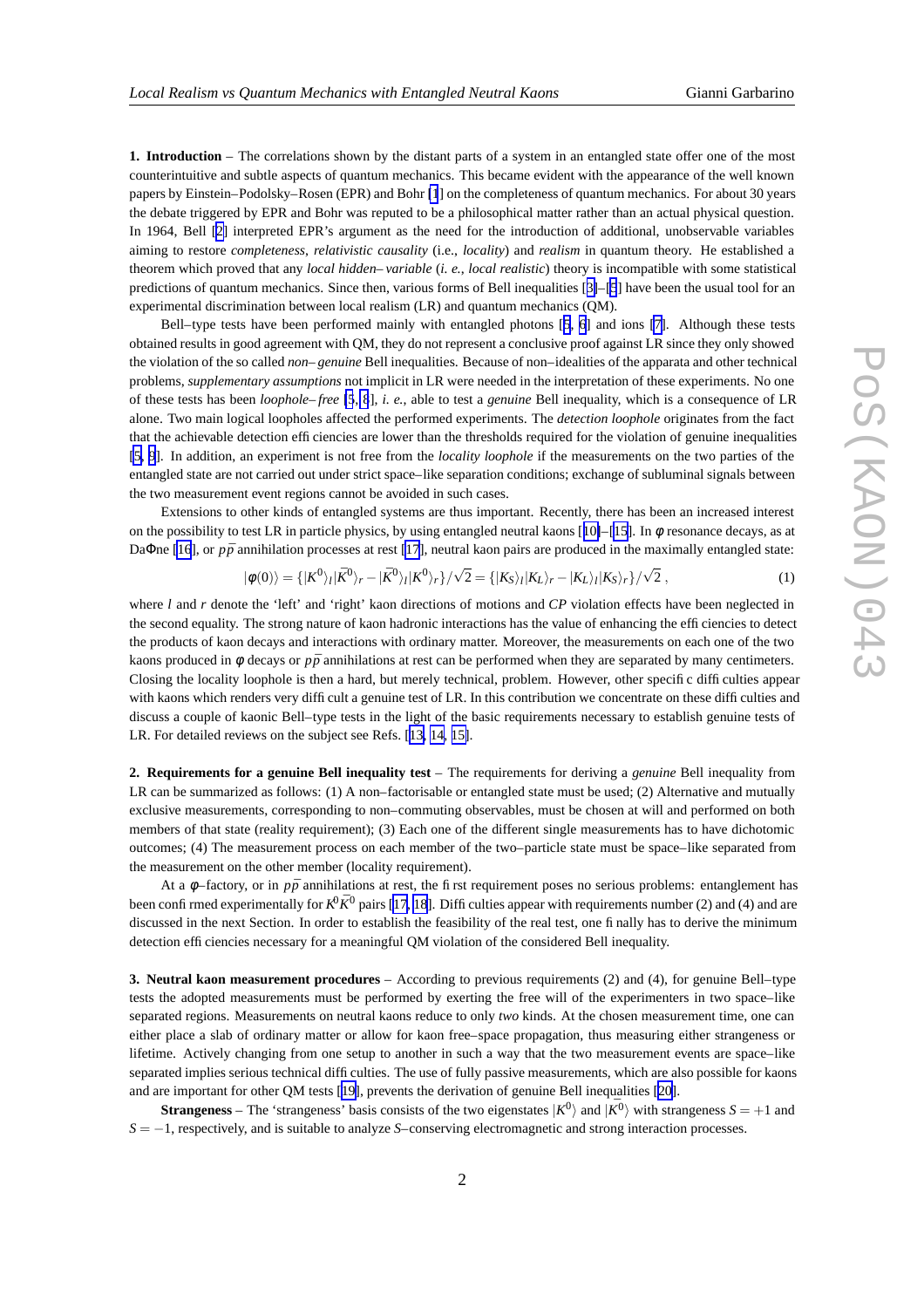**1. Introduction** – The correlations shown by the distant parts of a system in an entangled state offer one of the most counterintuitive and subtle aspects of quantum mechanics. This became evident with the appearance of the well known papers by Einstein–Podolsky–Rosen (EPR) and Bohr [1] on the completeness of quantum mechanics. For about 30 years the debate triggered by EPR and Bohr was reputed to be a philosophical matter rather than an actual physical question. In 1964, Bell [2] interpreted EPR's argument as the need for the introduction of additional, unobservable variables aiming to restore *completeness*, *relativistic causality* (i.e., *locality*) and *realism* in quantum theory. He established a theorem which proved that any *local hidden–variable* (*i. e.*, *local realistic*) theory is incompatible with some statistical predictions of quantum mechanics. Since then, various forms of Bell inequalities [3]–[5] have been the usual tool for an experimental discrimination between local realism (LR) and quantum mechanics (QM).

Bell–type tests have been performed mainly with entangled photons [5, 6] and ions [7]. Although these tests obtained results in good agreement with QM, they do not represent a conclusive proof against LR since they only showed the violation of the so called *non–genuine* Bell inequalities. Because of non–idealities of the apparata and other technical problems, *supplementary assumptions* not implicit in LR were needed in the interpretation of these experiments. No one of these tests has been *loophole–free* [5, 8], *i. e.*, able to test a *genuine* Bell inequality, which is a consequence of LR alone. Two main logical loopholes affected the performed experiments. The *detection loophole* originates from the fact that the achievable detection efficiencies are lower than the thresholds required for the violation of genuine inequalities [5, 9]. In addition, an experiment is not free from the *locality loophole* if the measurements on the two parties of the entangled state are not carried out under strict space–like separation conditions; exchange of subluminal signals between the two measurement event regions cannot be avoided in such cases.

Extensions to other kinds of entangled systems are thus important. Recently, there has been an increased interest on the possibility to test LR in particle physics, by using entangled neutral kaons [10]–[15]. In $\phi$ resonance decays, as at DaΦne [16], or $p\bar{p}$ annihilation processes at rest [17], neutral kaon pairs are produced in the maximally entangled state:

$$|\phi(0)\rangle = \{|K^0\rangle_l |\bar{K}^0\rangle_r - |\bar{K}^0\rangle_l |K^0\rangle_r\}/\sqrt{2} = \{|K_S\rangle_l |K_L\rangle_r - |K_L\rangle_l |K_S\rangle_r\}/\sqrt{2}\,, \tag{1}$$

where $l$ and $r$ denote the 'left' and 'right' kaon directions of motions and *CP* violation effects have been neglected in the second equality. The strong nature of kaon hadronic interactions has the value of enhancing the efficiencies to detect the products of kaon decays and interactions with ordinary matter. Moreover, the measurements on each one of the two kaons produced in $\phi$ decays or $p\bar{p}$ annihilations at rest can be performed when they are separated by many centimeters. Closing the locality loophole is then a hard, but merely technical, problem. However, other specific difficulties appear with kaons which renders very difficult a genuine test of LR. In this contribution we concentrate on these difficulties and discuss a couple of kaonic Bell–type tests in the light of the basic requirements necessary to establish genuine tests of LR. For detailed reviews on the subject see Refs. [13, 14, 15].

**2. Requirements for a genuine Bell inequality test** – The requirements for deriving a *genuine* Bell inequality from LR can be summarized as follows: (1) A non–factorisable or entangled state must be used; (2) Alternative and mutually exclusive measurements, corresponding to non–commuting observables, must be chosen at will and performed on both members of that state (reality requirement); (3) Each one of the different single measurements has to have dichotomic outcomes; (4) The measurement process on each member of the two–particle state must be space–like separated from the measurement on the other member (locality requirement).

At a $\phi$–factory, or in $p\bar{p}$ annihilations at rest, the first requirement poses no serious problems: entanglement has been confirmed experimentally for $K^0\bar{K}^0$ pairs [17, 18]. Difficulties appear with requirements number (2) and (4) and are discussed in the next Section. In order to establish the feasibility of the real test, one finally has to derive the minimum detection efficiencies necessary for a meaningful QM violation of the considered Bell inequality.

**3. Neutral kaon measurement procedures** – According to previous requirements (2) and (4), for genuine Bell–type tests the adopted measurements must be performed by exerting the free will of the experimenters in two space–like separated regions. Measurements on neutral kaons reduce to only *two* kinds. At the chosen measurement time, one can either place a slab of ordinary matter or allow for kaon free–space propagation, thus measuring either strangeness or lifetime. Actively changing from one setup to another in such a way that the two measurement events are space–like separated implies serious technical difficulties. The use of fully passive measurements, which are also possible for kaons and are important for other QM tests [19], prevents the derivation of genuine Bell inequalities [20].

**Strangeness** – The 'strangeness' basis consists of the two eigenstates $|K^0\rangle$ and $|\bar{K}^0\rangle$ with strangeness $S = +1$ and $S = -1$, respectively, and is suitable to analyze $S$–conserving electromagnetic and strong interaction processes.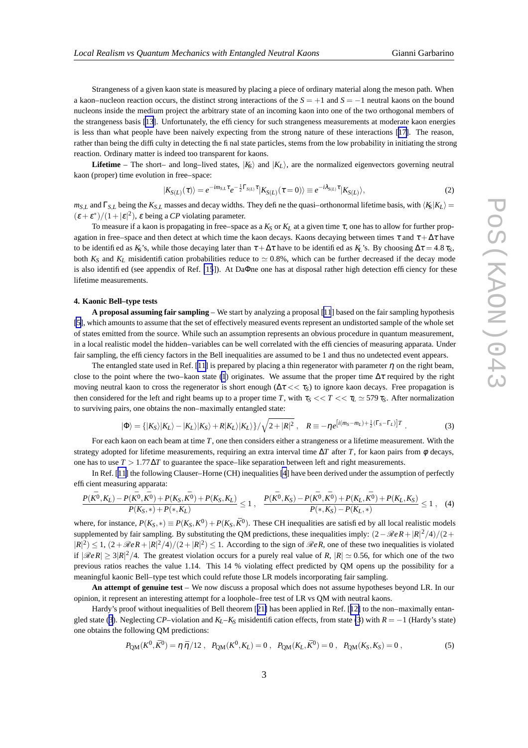Strangeness of a given kaon state is measured by placing a piece of ordinary material along the meson path. When a kaon–nucleon reaction occurs, the distinct strong interactions of the $S = +1$ and $S = -1$ neutral kaons on the bound nucleons inside the medium project the arbitrary state of an incoming kaon into one of the two orthogonal members of the strangeness basis [13]. Unfortunately, the efficiency for such strangeness measurements at moderate kaon energies is less than what people have been naively expecting from the strong nature of these interactions [17]. The reason, rather than being the difficulty in detecting the final state particles, stems from the low probability in initiating the strong reaction. Ordinary matter is indeed too transparent for kaons.

**Lifetime** – The short– and long–lived states, $|K_S\rangle$ and $|K_L\rangle$, are the normalized eigenvectors governing neutral kaon (proper) time evolution in free–space:

$$|K_{S(L)}(\tau)\rangle = e^{-im_{S,L}\tau} e^{-\frac{1}{2}\Gamma_{S(L)}\tau} |K_{S(L)}(\tau = 0)\rangle \equiv e^{-i\lambda_{S(L)}\tau} |K_{S(L)}\rangle, \tag{2}$$

$m_{S,L}$ and $\Gamma_{S,L}$ being the $K_{S,L}$ masses and decay widths. They define the quasi–orthonormal lifetime basis, with $\langle K_S|K_L\rangle = (\varepsilon + \varepsilon^*)/(1+|\varepsilon|^2)$, $\varepsilon$ being a *CP* violating parameter.

To measure if a kaon is propagating in free–space as a $K_S$ or $K_L$ at a given time $\tau$, one has to allow for further propagation in free–space and then detect at which time the kaon decays. Kaons decaying between times $\tau$ and $\tau + \Delta\tau$ have to be identified as $K_S$'s, while those decaying later than $\tau + \Delta\tau$ have to be identified as $K_L$'s. By choosing $\Delta\tau = 4.8\,\tau_S$, both $K_S$ and $K_L$ misidentification probabilities reduce to $\simeq 0.8\%$, which can be further decreased if the decay mode is also identified (see appendix of Ref. [15]). At DaΦne one has at disposal rather high detection efficiency for these lifetime measurements.

#### 4. Kaonic Bell–type tests

**A proposal assuming fair sampling** – We start by analyzing a proposal [11] based on the fair sampling hypothesis [5], which amounts to assume that the set of effectively measured events represent an undistorted sample of the whole set of states emitted from the source. While such an assumption represents an obvious procedure in quantum measurement, in a local realistic model the hidden–variables can be well correlated with the efficiencies of measuring apparata. Under fair sampling, the efficiency factors in the Bell inequalities are assumed to be 1 and thus no undetected event appears.

The entangled state used in Ref. [11] is prepared by placing a thin regenerator with parameter $\eta$ on the right beam, close to the point where the two–kaon state (1) originates. We assume that the proper time $\Delta\tau$ required by the right moving neutral kaon to cross the regenerator is short enough ($\Delta\tau << \tau_S$) to ignore kaon decays. Free propagation is then considered for the left and right beams up to a proper time $T$, with $\tau_S << T << \tau_L \simeq 579\,\tau_S$. After normalization to surviving pairs, one obtains the non–maximally entangled state:

$$|\Phi\rangle = \{|K_S\rangle|K_L\rangle - |K_L\rangle|K_S\rangle + R|K_L\rangle|K_L\rangle\}/\sqrt{2+|R|^2}\,, \quad R \equiv -\eta e^{\left[i(m_S - m_L) + \frac{1}{2}(\Gamma_S - \Gamma_L)\right]T}\,. \tag{3}$$

For each kaon on each beam at time $T$, one then considers either a strangeness or a lifetime measurement. With the strategy adopted for lifetime measurements, requiring an extra interval time $\Delta T$ after $T$, for kaon pairs from $\phi$ decays, one has to use $T > 1.77\Delta T$ to guarantee the space–like separation between left and right measurements.

In Ref. [11] the following Clauser–Horne (CH) inequalities [4] have been derived under the assumption of perfectly efficient measuring apparata:

$$\frac{P(\bar{K}^0, K_L) - P(\bar{K}^0, \bar{K}^0) + P(K_S, \bar{K}^0) + P(K_S, K_L)}{P(K_S, *) + P(*, K_L)} \leq 1\,, \quad \frac{P(\bar{K}^0, K_S) - P(\bar{K}^0, \bar{K}^0) + P(K_L, \bar{K}^0) + P(K_L, K_S)}{P(*, K_S) - P(K_L, *)} \leq 1\,, \tag{4}$$

where, for instance, $P(K_S, *) \equiv P(K_S, K^0) + P(K_S, \bar{K}^0)$. These CH inequalities are satisfied by all local realistic models supplemented by fair sampling. By substituting the QM predictions, these inequalities imply: $(2 - \mathscr{R}e R + |R|^2/4)/(2 + |R|^2) \leq 1$, $(2 + \mathscr{R}e R + |R|^2/4)/(2 + |R|^2) \leq 1$. According to the sign of $\mathscr{R}e R$, one of these two inequalities is violated if $|\mathscr{R}e R| \geq 3|R|^2/4$. The greatest violation occurs for a purely real value of $R$, $|R| \simeq 0.56$, for which one of the two previous ratios reaches the value 1.14. This 14 % violating effect predicted by QM opens up the possibility for a meaningful kaonic Bell–type test which could refute those LR models incorporating fair sampling.

**An attempt of genuine test** – We now discuss a proposal which does not assume hypotheses beyond LR. In our opinion, it represent an interesting attempt for a loophole–free test of LR vs QM with neutral kaons.

Hardy's proof without inequalities of Bell theorem [21] has been applied in Ref. [12] to the non–maximally entangled state (3). Neglecting *CP*–violation and $K_L$–$K_S$ misidentification effects, from state (3) with $R = -1$ (Hardy's state) one obtains the following QM predictions:

$$P_{\rm QM}(K^0, \bar{K}^0) = \eta\,\bar{\eta}/12\,, \quad P_{\rm QM}(K^0, K_L) = 0\,, \quad P_{\rm QM}(K_L, \bar{K}^0) = 0\,, \quad P_{\rm QM}(K_S, K_S) = 0\,, \tag{5}$$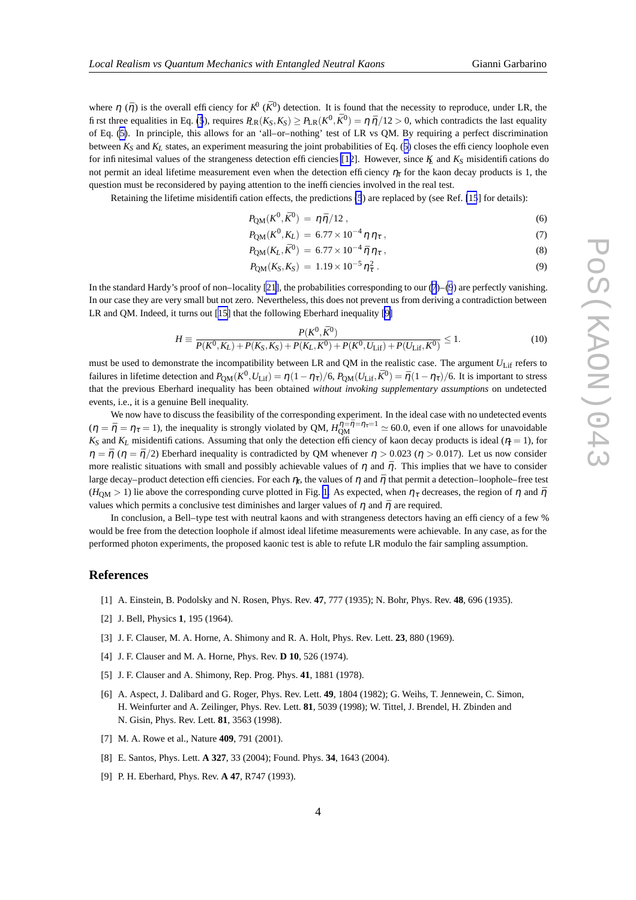where $\eta$ ($\bar{\eta}$) is the overall efficiency for $K^0$ ($\bar{K}^0$) detection. It is found that the necessity to reproduce, under LR, the first three equalities in Eq. (5), requires $P_{\rm LR}(K_S,K_S) \geq P_{\rm LR}(K^0,\bar{K}^0) = \eta\,\bar{\eta}/12 > 0$, which contradicts the last equality of Eq. (5). In principle, this allows for an 'all–or–nothing' test of LR vs QM. By requiring a perfect discrimination between $K_S$ and $K_L$ states, an experiment measuring the joint probabilities of Eq. (5) closes the efficiency loophole even for infinitesimal values of the strangeness detection efficiencies [12]. However, since $K_L$ and $K_S$ misidentifications do not permit an ideal lifetime measurement even when the detection efficiency $\eta_\tau$ for the kaon decay products is 1, the question must be reconsidered by paying attention to the inefficiencies involved in the real test.

Retaining the lifetime misidentification effects, the predictions (5) are replaced by (see Ref. [15] for details):

$$P_{\rm QM}(K^0,\bar{K}^0) = \eta\bar{\eta}/12\,, \tag{6}$$

$$P_{\rm QM}(K^0,K_L) = 6.77\times 10^{-4}\,\eta\,\eta_\tau\,, \tag{7}$$

$$P_{\rm QM}(K_L,\bar{K}^0) = 6.77\times 10^{-4}\,\bar{\eta}\,\eta_\tau\,, \tag{8}$$

$$P_{\rm QM}(K_S,K_S) = 1.19\times 10^{-5}\,\eta_\tau^2\,. \tag{9}$$

In the standard Hardy's proof of non–locality [21], the probabilities corresponding to our (7)–(9) are perfectly vanishing. In our case they are very small but not zero. Nevertheless, this does not prevent us from deriving a contradiction between LR and QM. Indeed, it turns out [15] that the following Eberhard inequality [9]

$$H \equiv \frac{P(K^0,\bar{K}^0)}{P(K^0,K_L)+P(K_S,K_S)+P(K_L,K^0)+P(K^0,U_{\rm Lif})+P(U_{\rm Lif},K^0)} \leq 1. \tag{10}$$

must be used to demonstrate the incompatibility between LR and QM in the realistic case. The argument $U_{\rm Lif}$ refers to failures in lifetime detection and $P_{\rm QM}(K^0,U_{\rm Lif}) = \eta(1-\eta_\tau)/6$, $P_{\rm QM}(U_{\rm Lif},\bar{K}^0) = \bar{\eta}(1-\eta_\tau)/6$. It is important to stress that the previous Eberhard inequality has been obtained *without invoking supplementary assumptions* on undetected events, i.e., it is a genuine Bell inequality.

We now have to discuss the feasibility of the corresponding experiment. In the ideal case with no undetected events ($\eta = \bar{\eta} = \eta_\tau = 1$), the inequality is strongly violated by QM, $H_{\rm QM}^{\eta=\bar{\eta}=\eta_\tau=1} \simeq 60.0$, even if one allows for unavoidable $K_S$ and $K_L$ misidentifications. Assuming that only the detection efficiency of kaon decay products is ideal ($\eta_\tau = 1$), for $\eta = \bar{\eta}$ ($\eta = \bar{\eta}/2$) Eberhard inequality is contradicted by QM whenever $\eta > 0.023$ ($\eta > 0.017$). Let us now consider more realistic situations with small and possibly achievable values of $\eta$ and $\bar{\eta}$. This implies that we have to consider large decay–product detection efficiencies. For each $\eta_\tau$, the values of $\eta$ and $\bar{\eta}$ that permit a detection–loophole–free test ($H_{\rm QM} > 1$) lie above the corresponding curve plotted in Fig. 1. As expected, when $\eta_\tau$ decreases, the region of $\eta$ and $\bar{\eta}$ values which permits a conclusive test diminishes and larger values of $\eta$ and $\bar{\eta}$ are required.

In conclusion, a Bell–type test with neutral kaons and with strangeness detectors having an efficiency of a few % would be free from the detection loophole if almost ideal lifetime measurements were achievable. In any case, as for the performed photon experiments, the proposed kaonic test is able to refute LR modulo the fair sampling assumption.

## References

[1] A. Einstein, B. Podolsky and N. Rosen, Phys. Rev. **47**, 777 (1935); N. Bohr, Phys. Rev. **48**, 696 (1935).

[2] J. Bell, Physics **1**, 195 (1964).

[3] J. F. Clauser, M. A. Horne, A. Shimony and R. A. Holt, Phys. Rev. Lett. **23**, 880 (1969).

[4] J. F. Clauser and M. A. Horne, Phys. Rev. **D 10**, 526 (1974).

[5] J. F. Clauser and A. Shimony, Rep. Prog. Phys. **41**, 1881 (1978).

[6] A. Aspect, J. Dalibard and G. Roger, Phys. Rev. Lett. **49**, 1804 (1982); G. Weihs, T. Jennewein, C. Simon, H. Weinfurter and A. Zeilinger, Phys. Rev. Lett. **81**, 5039 (1998); W. Tittel, J. Brendel, H. Zbinden and N. Gisin, Phys. Rev. Lett. **81**, 3563 (1998).

[7] M. A. Rowe et al., Nature **409**, 791 (2001).

[8] E. Santos, Phys. Lett. **A 327**, 33 (2004); Found. Phys. **34**, 1643 (2004).

[9] P. H. Eberhard, Phys. Rev. **A 47**, R747 (1993).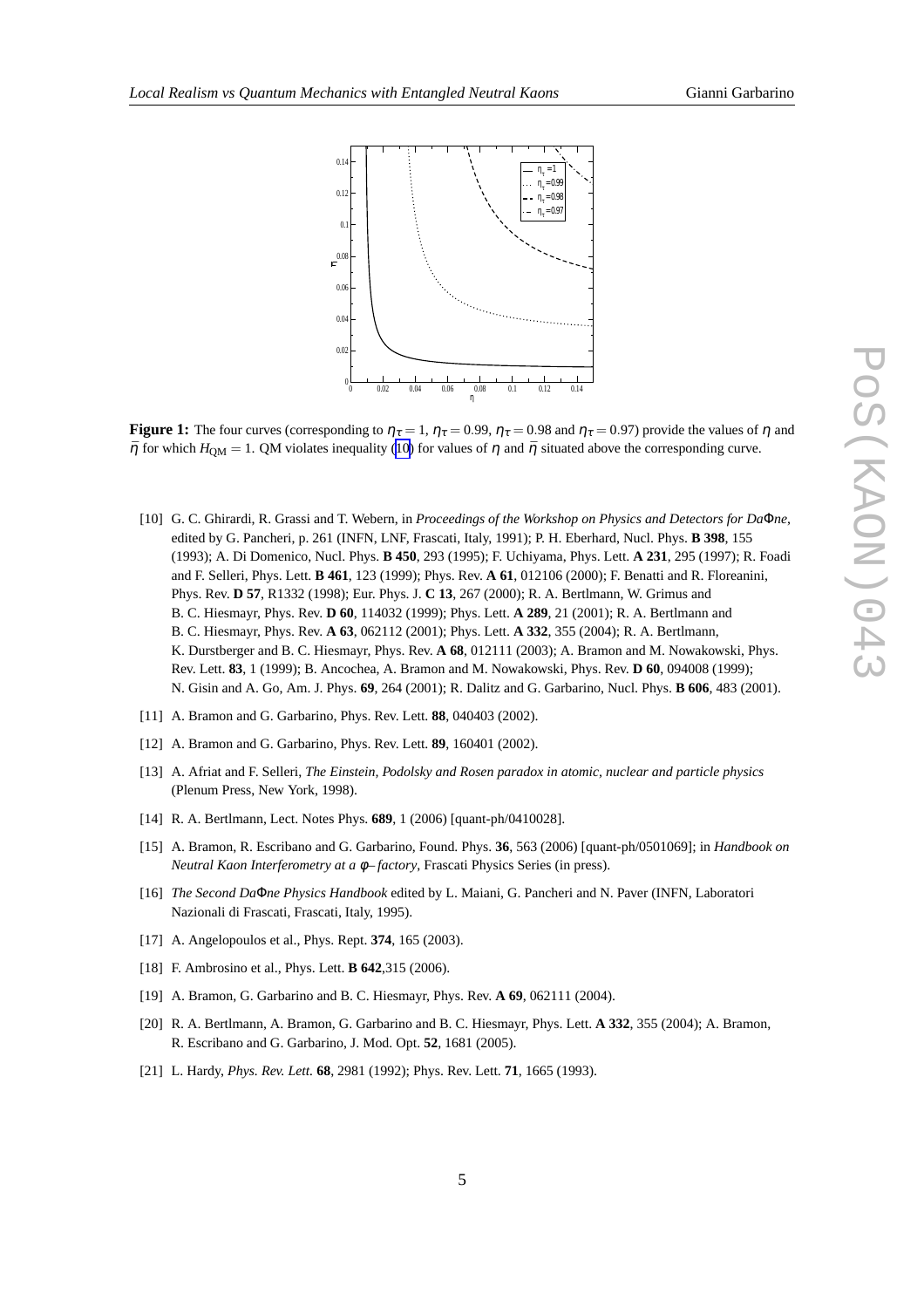0.14

0.12

0.1

0.08

0.06

0.04

0.02

0

0 0.02 0.04 0.06 0.08 0.1 0.12 0.14

$\eta$

$\bar{\eta}$

$\eta_\tau = 1$

$\eta_\tau = 0.99$

$\eta_\tau = 0.98$

$\eta_\tau = 0.97$

**Figure 1:** The four curves (corresponding to $\eta_\tau = 1$, $\eta_\tau = 0.99$, $\eta_\tau = 0.98$ and $\eta_\tau = 0.97$) provide the values of $\eta$ and $\bar{\eta}$ for which $H_{\rm QM} = 1$. QM violates inequality (10) for values of $\eta$ and $\bar{\eta}$ situated above the corresponding curve.

[10] G. C. Ghirardi, R. Grassi and T. Webern, in *Proceedings of the Workshop on Physics and Detectors for DaΦne*, edited by G. Pancheri, p. 261 (INFN, LNF, Frascati, Italy, 1991); P. H. Eberhard, Nucl. Phys. **B 398**, 155 (1993); A. Di Domenico, Nucl. Phys. **B 450**, 293 (1995); F. Uchiyama, Phys. Lett. **A 231**, 295 (1997); R. Foadi and F. Selleri, Phys. Lett. **B 461**, 123 (1999); Phys. Rev. **A 61**, 012106 (2000); F. Benatti and R. Floreanini, Phys. Rev. **D 57**, R1332 (1998); Eur. Phys. J. **C 13**, 267 (2000); R. A. Bertlmann, W. Grimus and B. C. Hiesmayr, Phys. Rev. **D 60**, 114032 (1999); Phys. Lett. **A 289**, 21 (2001); R. A. Bertlmann and B. C. Hiesmayr, Phys. Rev. **A 63**, 062112 (2001); Phys. Lett. **A 332**, 355 (2004); R. A. Bertlmann, K. Durstberger and B. C. Hiesmayr, Phys. Rev. **A 68**, 012111 (2003); A. Bramon and M. Nowakowski, Phys. Rev. Lett. **83**, 1 (1999); B. Ancochea, A. Bramon and M. Nowakowski, Phys. Rev. **D 60**, 094008 (1999); N. Gisin and A. Go, Am. J. Phys. **69**, 264 (2001); R. Dalitz and G. Garbarino, Nucl. Phys. **B 606**, 483 (2001).

[11] A. Bramon and G. Garbarino, Phys. Rev. Lett. **88**, 040403 (2002).

[12] A. Bramon and G. Garbarino, Phys. Rev. Lett. **89**, 160401 (2002).

[13] A. Afriat and F. Selleri, *The Einstein, Podolsky and Rosen paradox in atomic, nuclear and particle physics* (Plenum Press, New York, 1998).

[14] R. A. Bertlmann, Lect. Notes Phys. **689**, 1 (2006) [quant-ph/0410028].

[15] A. Bramon, R. Escribano and G. Garbarino, Found. Phys. **36**, 563 (2006) [quant-ph/0501069]; in *Handbook on Neutral Kaon Interferometry at a $\phi$– factory*, Frascati Physics Series (in press).

[16] *The Second DaΦne Physics Handbook* edited by L. Maiani, G. Pancheri and N. Paver (INFN, Laboratori Nazionali di Frascati, Frascati, Italy, 1995).

[17] A. Angelopoulos et al., Phys. Rept. **374**, 165 (2003).

[18] F. Ambrosino et al., Phys. Lett. **B 642**,315 (2006).

[19] A. Bramon, G. Garbarino and B. C. Hiesmayr, Phys. Rev. **A 69**, 062111 (2004).

[20] R. A. Bertlmann, A. Bramon, G. Garbarino and B. C. Hiesmayr, Phys. Lett. **A 332**, 355 (2004); A. Bramon, R. Escribano and G. Garbarino, J. Mod. Opt. **52**, 1681 (2005).

[21] L. Hardy, *Phys. Rev. Lett.* **68**, 2981 (1992); Phys. Rev. Lett. **71**, 1665 (1993).